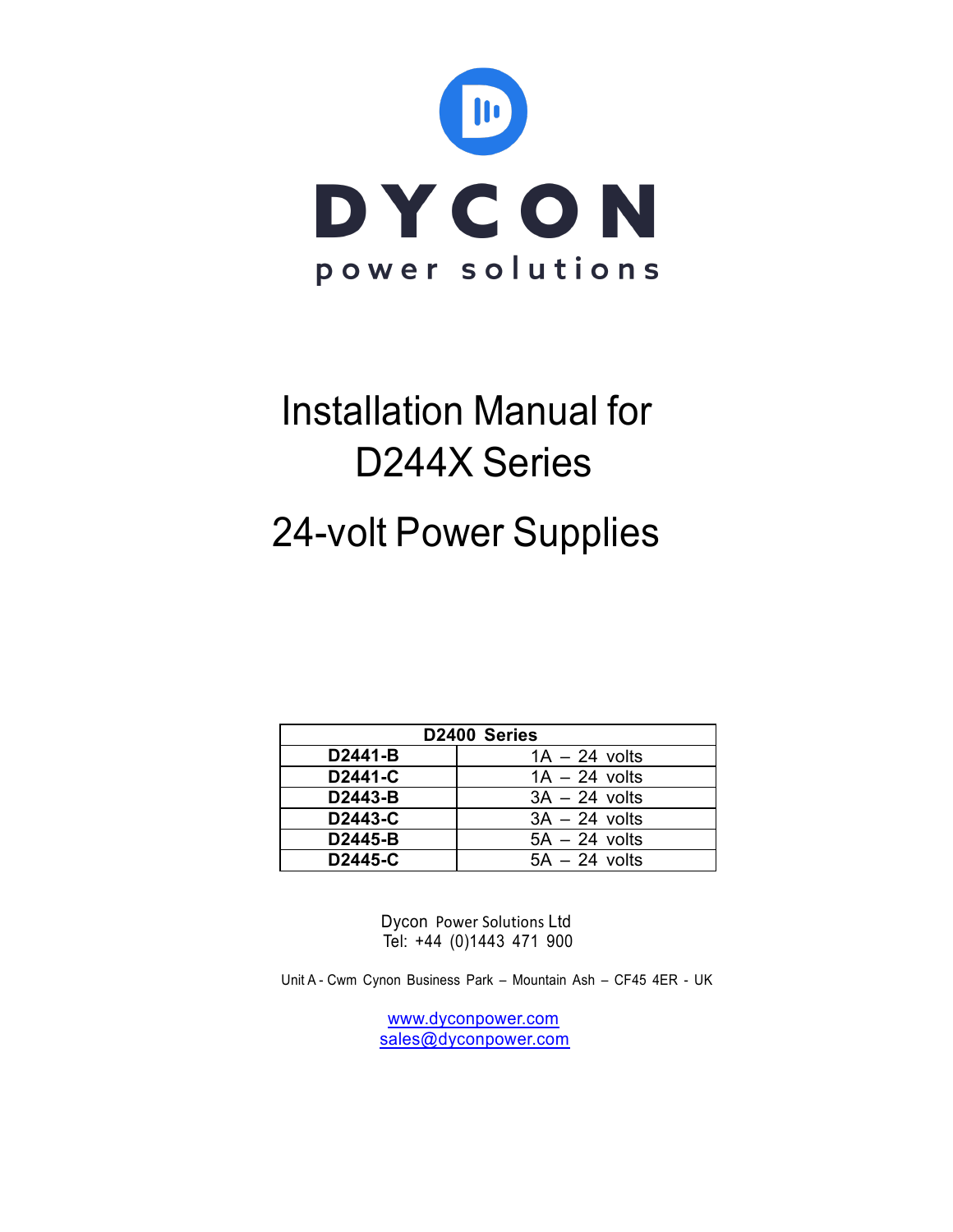DYCON

power solutions

# Installation Manual for D244X Series

# 24-volt Power Supplies

| D2400 Series | |
|---|---|
| **D2441-B** | 1A – 24 volts |
| **D2441-C** | 1A – 24 volts |
| **D2443-B** | 3A – 24 volts |
| **D2443-C** | 3A – 24 volts |
| **D2445-B** | 5A – 24 volts |
| **D2445-C** | 5A – 24 volts |

Dycon Power Solutions Ltd
Tel: +44 (0)1443 471 900

Unit A - Cwm Cynon Business Park – Mountain Ash – CF45 4ER - UK

www.dyconpower.com
sales@dyconpower.com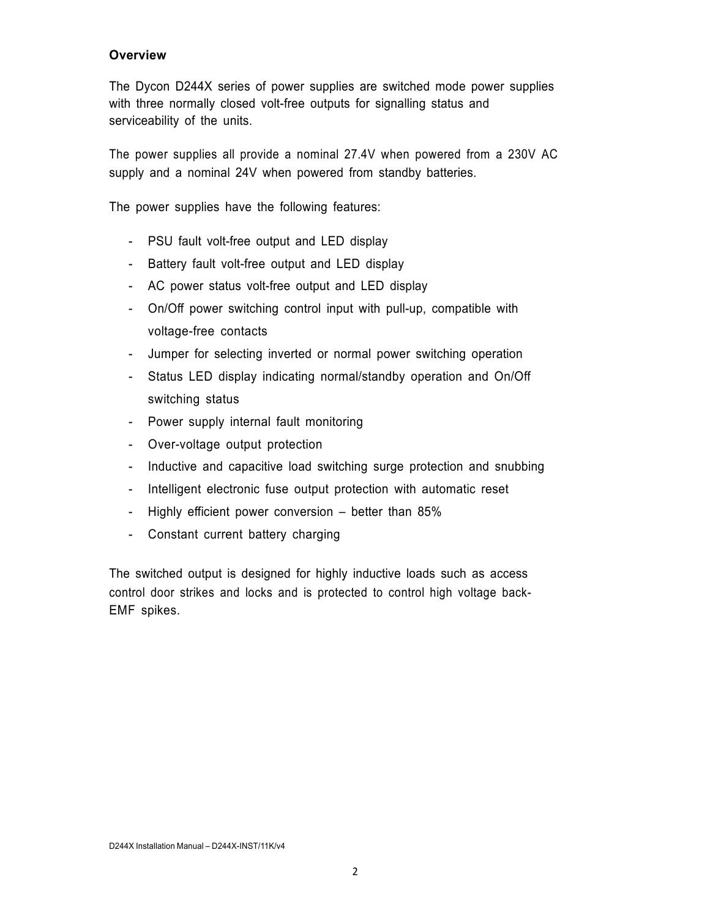## Overview

The Dycon D244X series of power supplies are switched mode power supplies with three normally closed volt-free outputs for signalling status and serviceability of the units.

The power supplies all provide a nominal 27.4V when powered from a 230V AC supply and a nominal 24V when powered from standby batteries.

The power supplies have the following features:

- PSU fault volt-free output and LED display
- Battery fault volt-free output and LED display
- AC power status volt-free output and LED display
- On/Off power switching control input with pull-up, compatible with voltage-free contacts
- Jumper for selecting inverted or normal power switching operation
- Status LED display indicating normal/standby operation and On/Off switching status
- Power supply internal fault monitoring
- Over-voltage output protection
- Inductive and capacitive load switching surge protection and snubbing
- Intelligent electronic fuse output protection with automatic reset
- Highly efficient power conversion – better than 85%
- Constant current battery charging

The switched output is designed for highly inductive loads such as access control door strikes and locks and is protected to control high voltage back-EMF spikes.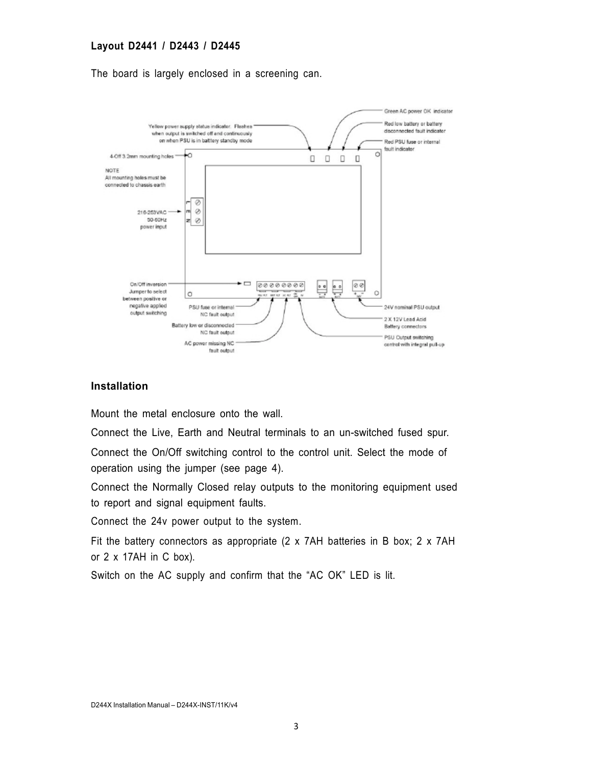**Layout D2441 / D2443 / D2445**

The board is largely enclosed in a screening can.

Green AC power OK indicator

Red low battery or battery disconnected fault indicator

Red PSU fuse or internal fault indicator

Yellow power supply status indicator. Flashes when output is switched off and continuously on when PSU is in battery standby mode

4-Off 3.2mm mounting holes

NOTE
All mounting holes must be connected to chassis earth

216-253VAC 50-60Hz power input

On/Off inversion Jumper to select between positive or negative applied output switching

PSU fuse or internal NC fault output

Battery low or disconnected NC fault output

AC power missing NC fault output

24V nominal PSU output

2 X 12V Lead Acid Battery connectors

PSU Output switching control with integral pull-up

## Installation

Mount the metal enclosure onto the wall.

Connect the Live, Earth and Neutral terminals to an un-switched fused spur.

Connect the On/Off switching control to the control unit. Select the mode of operation using the jumper (see page 4).

Connect the Normally Closed relay outputs to the monitoring equipment used to report and signal equipment faults.

Connect the 24v power output to the system.

Fit the battery connectors as appropriate (2 x 7AH batteries in B box; 2 x 7AH or 2 x 17AH in C box).

Switch on the AC supply and confirm that the “AC OK” LED is lit.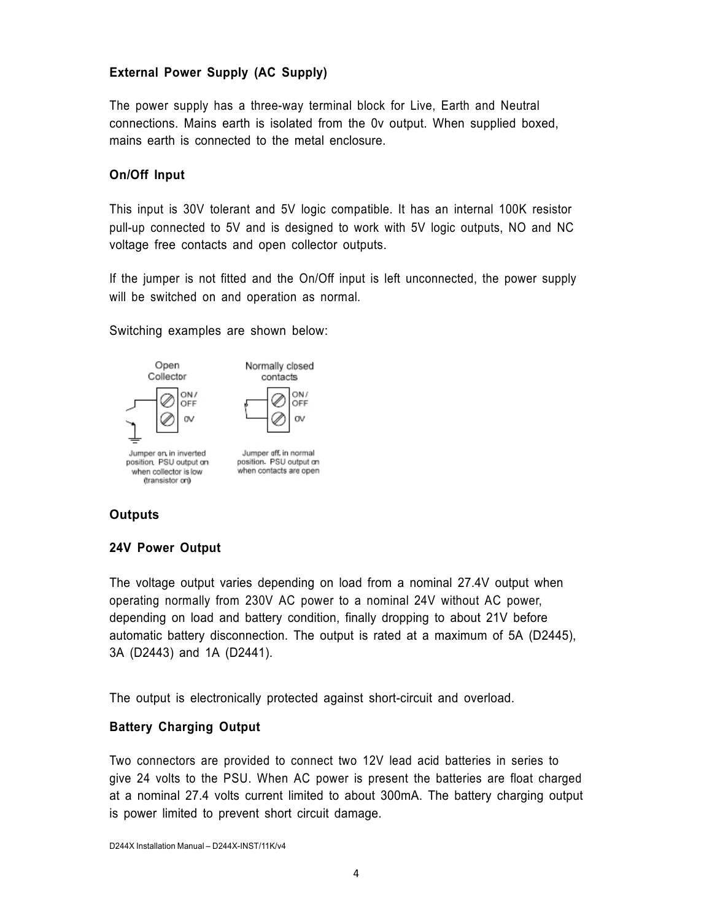### External Power Supply (AC Supply)

The power supply has a three-way terminal block for Live, Earth and Neutral connections. Mains earth is isolated from the 0v output. When supplied boxed, mains earth is connected to the metal enclosure.

### On/Off Input

This input is 30V tolerant and 5V logic compatible. It has an internal 100K resistor pull-up connected to 5V and is designed to work with 5V logic outputs, NO and NC voltage free contacts and open collector outputs.

If the jumper is not fitted and the On/Off input is left unconnected, the power supply will be switched on and operation as normal.

Switching examples are shown below:

Open Collector

ON / OFF

0V

Jumper on, in inverted position. PSU output on when collector is low (transistor on)

Normally closed contacts

ON / OFF

0V

Jumper off, in normal position. PSU output on when contacts are open

### Outputs

### 24V Power Output

The voltage output varies depending on load from a nominal 27.4V output when operating normally from 230V AC power to a nominal 24V without AC power, depending on load and battery condition, finally dropping to about 21V before automatic battery disconnection. The output is rated at a maximum of 5A (D2445), 3A (D2443) and 1A (D2441).

The output is electronically protected against short-circuit and overload.

### Battery Charging Output

Two connectors are provided to connect two 12V lead acid batteries in series to give 24 volts to the PSU. When AC power is present the batteries are float charged at a nominal 27.4 volts current limited to about 300mA. The battery charging output is power limited to prevent short circuit damage.

D244X Installation Manual – D244X-INST/11K/v4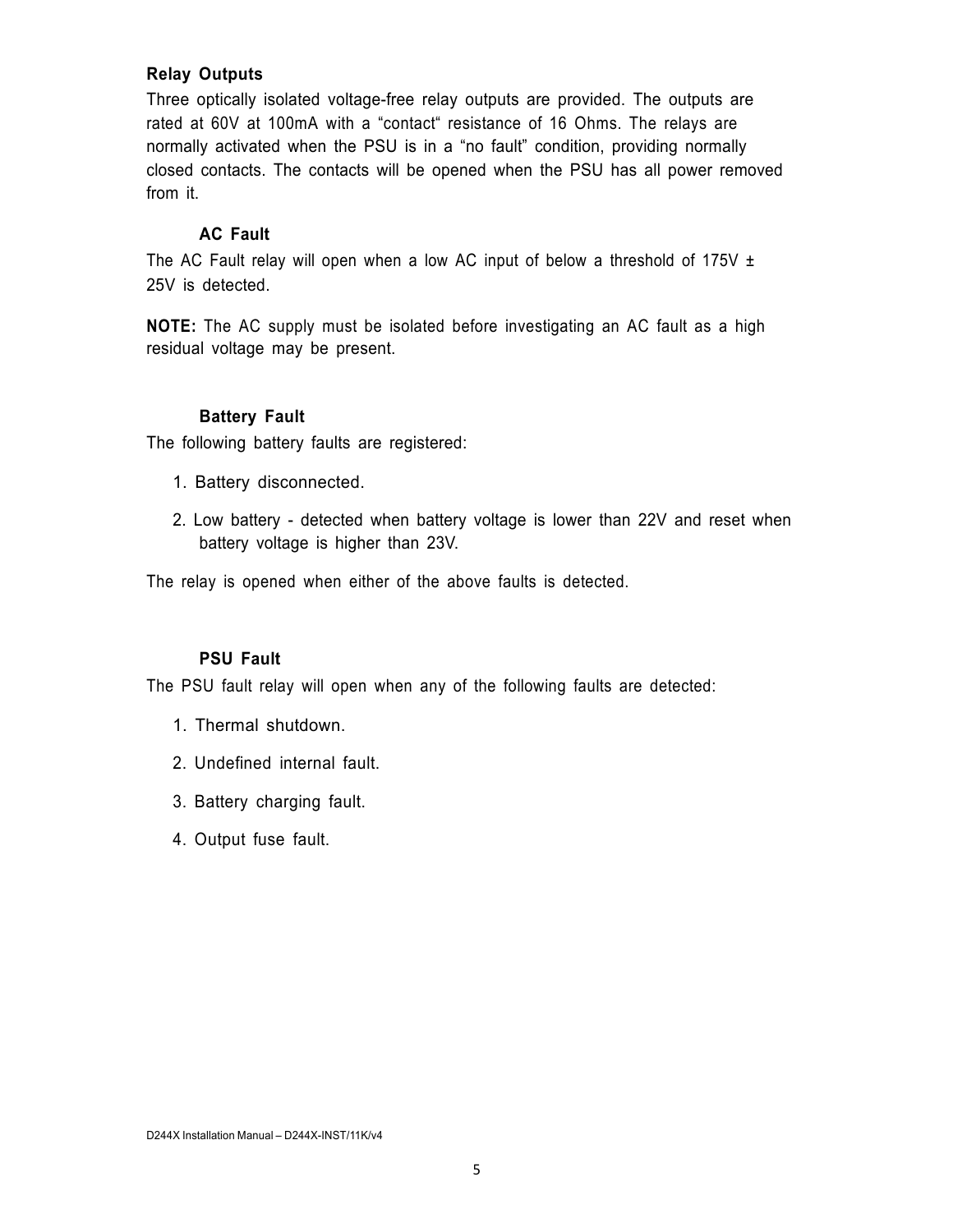## Relay Outputs

Three optically isolated voltage-free relay outputs are provided. The outputs are rated at 60V at 100mA with a “contact“ resistance of 16 Ohms. The relays are normally activated when the PSU is in a “no fault” condition, providing normally closed contacts. The contacts will be opened when the PSU has all power removed from it.

### AC Fault

The AC Fault relay will open when a low AC input of below a threshold of 175V ± 25V is detected.

**NOTE:** The AC supply must be isolated before investigating an AC fault as a high residual voltage may be present.

### Battery Fault

The following battery faults are registered:

1. Battery disconnected.
2. Low battery - detected when battery voltage is lower than 22V and reset when battery voltage is higher than 23V.

The relay is opened when either of the above faults is detected.

### PSU Fault

The PSU fault relay will open when any of the following faults are detected:

1. Thermal shutdown.
2. Undefined internal fault.
3. Battery charging fault.
4. Output fuse fault.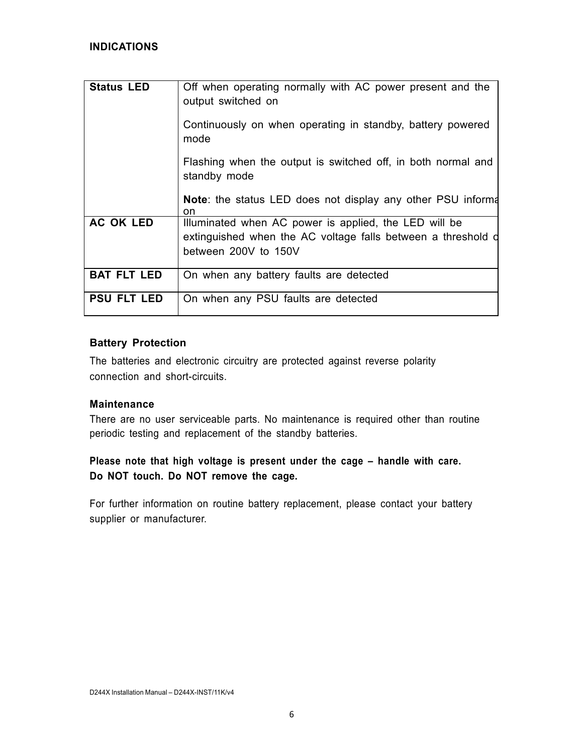**INDICATIONS**

| | |
|---|---|
| **Status LED** | Off when operating normally with AC power present and the output switched on<br><br>Continuously on when operating in standby, battery powered mode<br><br>Flashing when the output is switched off, in both normal and standby mode<br><br>**Note**: the status LED does not display any other PSU informa on |
| **AC OK LED** | Illuminated when AC power is applied, the LED will be extinguished when the AC voltage falls between a threshold o between 200V to 150V |
| **BAT FLT LED** | On when any battery faults are detected |
| **PSU FLT LED** | On when any PSU faults are detected |

**Battery Protection**

The batteries and electronic circuitry are protected against reverse polarity connection and short-circuits.

**Maintenance**

There are no user serviceable parts. No maintenance is required other than routine periodic testing and replacement of the standby batteries.

**Please note that high voltage is present under the cage – handle with care. Do NOT touch. Do NOT remove the cage.**

For further information on routine battery replacement, please contact your battery supplier or manufacturer.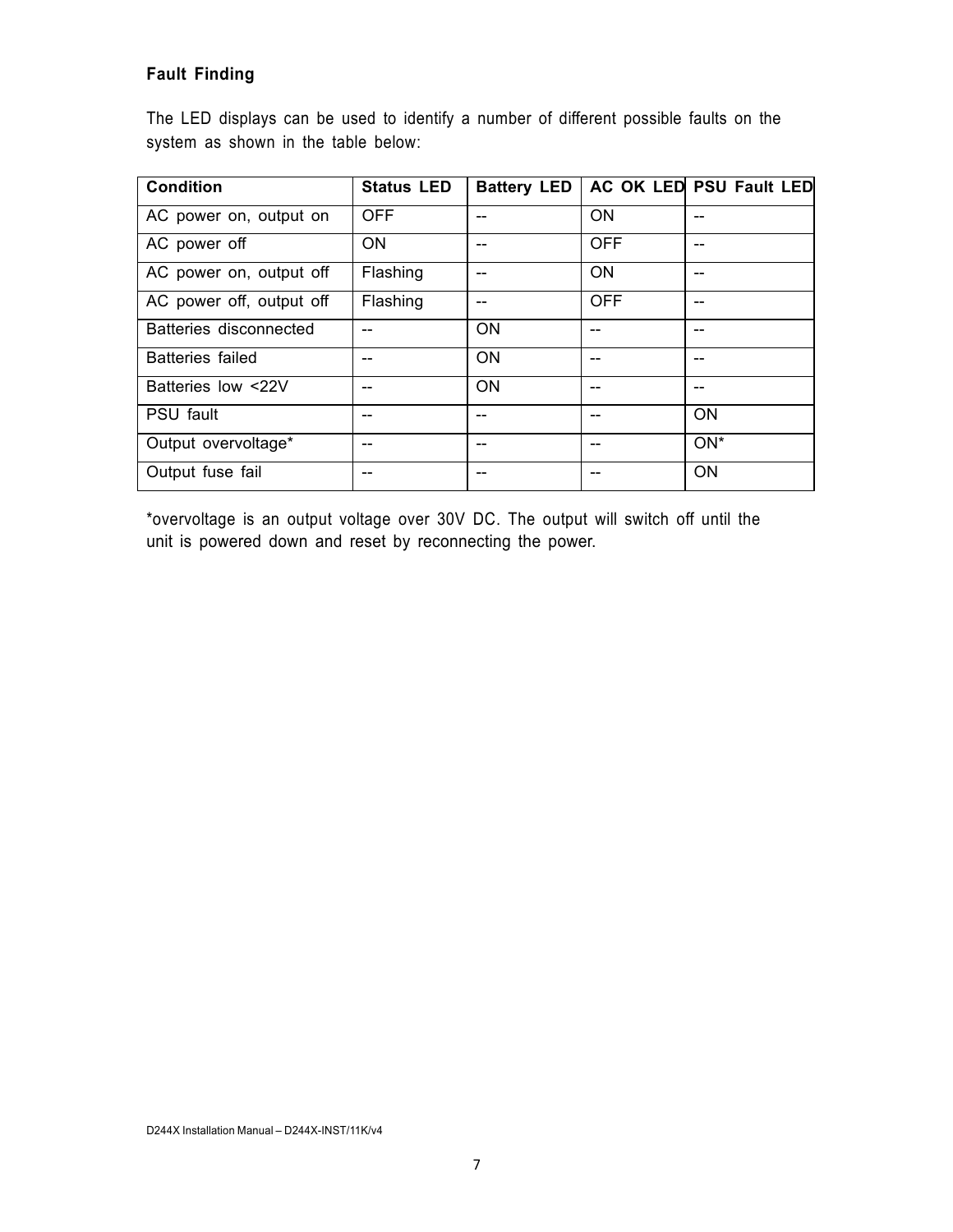## Fault Finding

The LED displays can be used to identify a number of different possible faults on the system as shown in the table below:

| Condition | Status LED | Battery LED | AC OK LED | PSU Fault LED |
|---|---|---|---|---|
| AC power on, output on | OFF | -- | ON | -- |
| AC power off | ON | -- | OFF | -- |
| AC power on, output off | Flashing | -- | ON | -- |
| AC power off, output off | Flashing | -- | OFF | -- |
| Batteries disconnected | -- | ON | -- | -- |
| Batteries failed | -- | ON | -- | -- |
| Batteries low <22V | -- | ON | -- | -- |
| PSU fault | -- | -- | -- | ON |
| Output overvoltage* | -- | -- | -- | ON* |
| Output fuse fail | -- | -- | -- | ON |

*overvoltage is an output voltage over 30V DC. The output will switch off until the unit is powered down and reset by reconnecting the power.

D244X Installation Manual – D244X-INST/11K/v4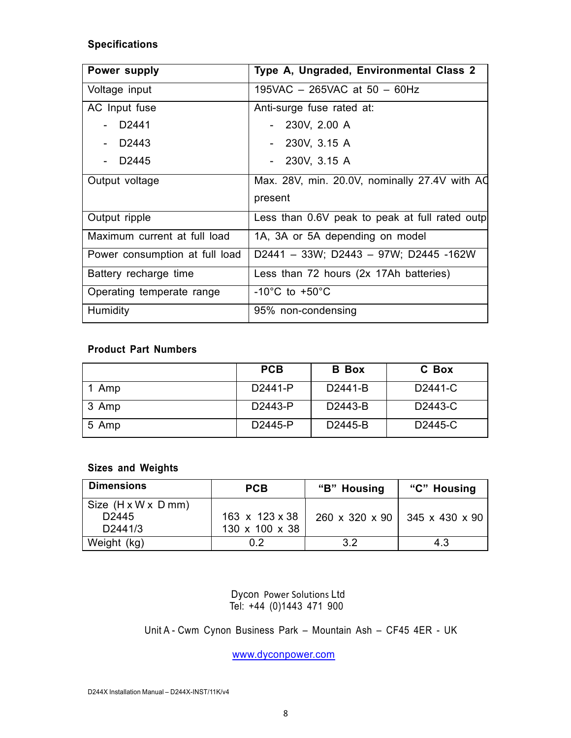### Specifications

| Power supply | Type A, Ungraded, Environmental Class 2 |
|---|---|
| Voltage input | 195VAC – 265VAC at 50 – 60Hz |
| AC Input fuse<br>- D2441<br>- D2443<br>- D2445 | Anti-surge fuse rated at:<br>- 230V, 2.00 A<br>- 230V, 3.15 A<br>- 230V, 3.15 A |
| Output voltage | Max. 28V, min. 20.0V, nominally 27.4V with AC present |
| Output ripple | Less than 0.6V peak to peak at full rated outp |
| Maximum current at full load | 1A, 3A or 5A depending on model |
| Power consumption at full load | D2441 – 33W; D2443 – 97W; D2445 -162W |
| Battery recharge time | Less than 72 hours (2x 17Ah batteries) |
| Operating temperate range | -10°C to +50°C |
| Humidity | 95% non-condensing |

### Product Part Numbers

| | PCB | B Box | C Box |
|---|---|---|---|
| 1 Amp | D2441-P | D2441-B | D2441-C |
| 3 Amp | D2443-P | D2443-B | D2443-C |
| 5 Amp | D2445-P | D2445-B | D2445-C |

### Sizes and Weights

| Dimensions | PCB | "B" Housing | "C" Housing |
|---|---|---|---|
| Size (H x W x D mm)<br>D2445<br>D2441/3 | <br>163 x 123 x 38<br>130 x 100 x 38 | 260 x 320 x 90 | 345 x 430 x 90 |
| Weight (kg) | 0.2 | 3.2 | 4.3 |

Dycon Power Solutions Ltd
Tel: +44 (0)1443 471 900

Unit A - Cwm Cynon Business Park – Mountain Ash – CF45 4ER - UK

www.dyconpower.com

D244X Installation Manual – D244X-INST/11K/v4